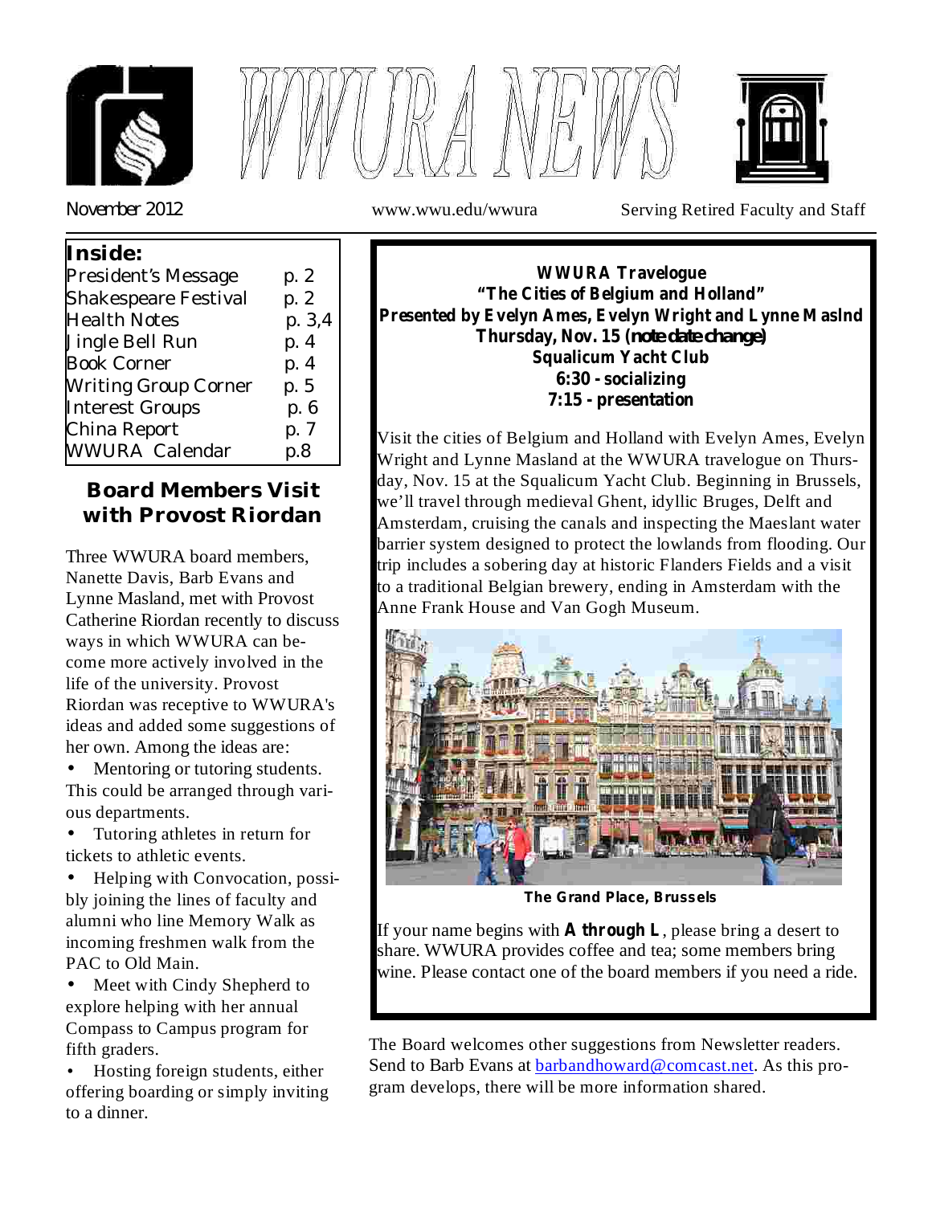# WWURA NEWS

November 2012 | www.wwu.edu/wwura | Serving Retired Faculty and Staff

**Inside:**

| | |
|---|---|
| President's Message | p. 2 |
| Shakespeare Festival | p. 2 |
| Health Notes | p. 3,4 |
| Jingle Bell Run | p. 4 |
| Book Corner | p. 4 |
| Writing Group Corner | p. 5 |
| Interest Groups | p. 6 |
| China Report | p. 7 |
| WWURA Calendar | p.8 |

## Board Members Visit with Provost Riordan

Three WWURA board members, Nanette Davis, Barb Evans and Lynne Masland, met with Provost Catherine Riordan recently to discuss ways in which WWURA can become more actively involved in the life of the university. Provost Riordan was receptive to WWURA's ideas and added some suggestions of her own. Among the ideas are:

- Mentoring or tutoring students. This could be arranged through various departments.
- Tutoring athletes in return for tickets to athletic events.
- Helping with Convocation, possibly joining the lines of faculty and alumni who line Memory Walk as incoming freshmen walk from the PAC to Old Main.
- Meet with Cindy Shepherd to explore helping with her annual Compass to Campus program for fifth graders.
- Hosting foreign students, either offering boarding or simply inviting to a dinner.

The Board welcomes other suggestions from Newsletter readers. Send to Barb Evans at barbandhoward@comcast.net. As this program develops, there will be more information shared.

**WWURA Travelogue**
**"The Cities of Belgium and Holland"**
**Presented by Evelyn Ames, Evelyn Wright and Lynne Maslnd**
**Thursday, Nov. 15 (note date change)**
**Squalicum Yacht Club**
**6:30 - socializing**
**7:15 - presentation**

Visit the cities of Belgium and Holland with Evelyn Ames, Evelyn Wright and Lynne Masland at the WWURA travelogue on Thursday, Nov. 15 at the Squalicum Yacht Club. Beginning in Brussels, we'll travel through medieval Ghent, idyllic Bruges, Delft and Amsterdam, cruising the canals and inspecting the Maeslant water barrier system designed to protect the lowlands from flooding. Our trip includes a sobering day at historic Flanders Fields and a visit to a traditional Belgian brewery, ending in Amsterdam with the Anne Frank House and Van Gogh Museum.

**The Grand Place, Brussels**

If your name begins with **A through L**, please bring a desert to share. WWURA provides coffee and tea; some members bring wine. Please contact one of the board members if you need a ride.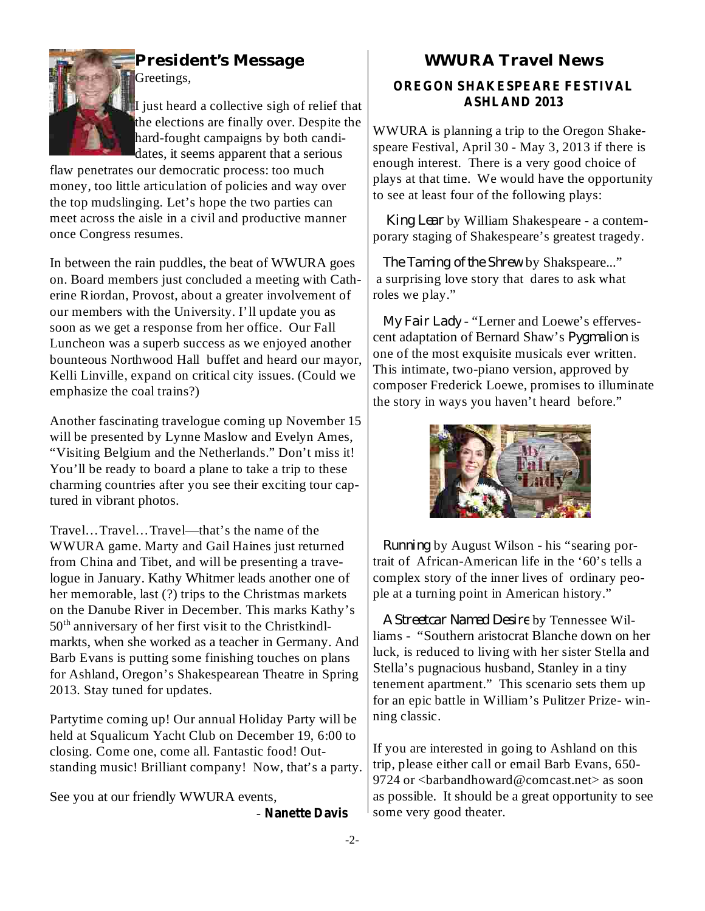## President's Message

Greetings,

I just heard a collective sigh of relief that the elections are finally over. Despite the hard-fought campaigns by both candidates, it seems apparent that a serious flaw penetrates our democratic process: too much money, too little articulation of policies and way over the top mudslinging. Let's hope the two parties can meet across the aisle in a civil and productive manner once Congress resumes.

In between the rain puddles, the beat of WWURA goes on. Board members just concluded a meeting with Catherine Riordan, Provost, about a greater involvement of our members with the University. I'll update you as soon as we get a response from her office. Our Fall Luncheon was a superb success as we enjoyed another bounteous Northwood Hall buffet and heard our mayor, Kelli Linville, expand on critical city issues. (Could we emphasize the coal trains?)

Another fascinating travelogue coming up November 15 will be presented by Lynne Maslow and Evelyn Ames, "Visiting Belgium and the Netherlands." Don't miss it! You'll be ready to board a plane to take a trip to these charming countries after you see their exciting tour captured in vibrant photos.

Travel…Travel…Travel—that's the name of the WWURA game. Marty and Gail Haines just returned from China and Tibet, and will be presenting a travelogue in January. Kathy Whitmer leads another one of her memorable, last (?) trips to the Christmas markets on the Danube River in December. This marks Kathy's 50th anniversary of her first visit to the Christkindlmarkts, when she worked as a teacher in Germany. And Barb Evans is putting some finishing touches on plans for Ashland, Oregon's Shakespearean Theatre in Spring 2013. Stay tuned for updates.

Partytime coming up! Our annual Holiday Party will be held at Squalicum Yacht Club on December 19, 6:00 to closing. Come one, come all. Fantastic food! Outstanding music! Brilliant company! Now, that's a party.

See you at our friendly WWURA events,

\- **Nanette Davis**

## WWURA Travel News

### OREGON SHAKESPEARE FESTIVAL ASHLAND 2013

WWURA is planning a trip to the Oregon Shakespeare Festival, April 30 - May 3, 2013 if there is enough interest. There is a very good choice of plays at that time. We would have the opportunity to see at least four of the following plays:

*King Lear* by William Shakespeare - a contemporary staging of Shakespeare's greatest tragedy.

*The Taming of the Shrew* by Shakspeare..." a surprising love story that dares to ask what roles we play."

*My Fair Lady* - "Lerner and Loewe's effervescent adaptation of Bernard Shaw's *Pygmalion* is one of the most exquisite musicals ever written. This intimate, two-piano version, approved by composer Frederick Loewe, promises to illuminate the story in ways you haven't heard before."

*Running* by August Wilson - his "searing portrait of African-American life in the '60's tells a complex story of the inner lives of ordinary people at a turning point in American history."

*A Streetcar Named Desire* by Tennessee Williams - "Southern aristocrat Blanche down on her luck, is reduced to living with her sister Stella and Stella's pugnacious husband, Stanley in a tiny tenement apartment." This scenario sets them up for an epic battle in William's Pulitzer Prize- winning classic.

If you are interested in going to Ashland on this trip, please either call or email Barb Evans, 650-9724 or <barbandhoward@comcast.net> as soon as possible. It should be a great opportunity to see some very good theater.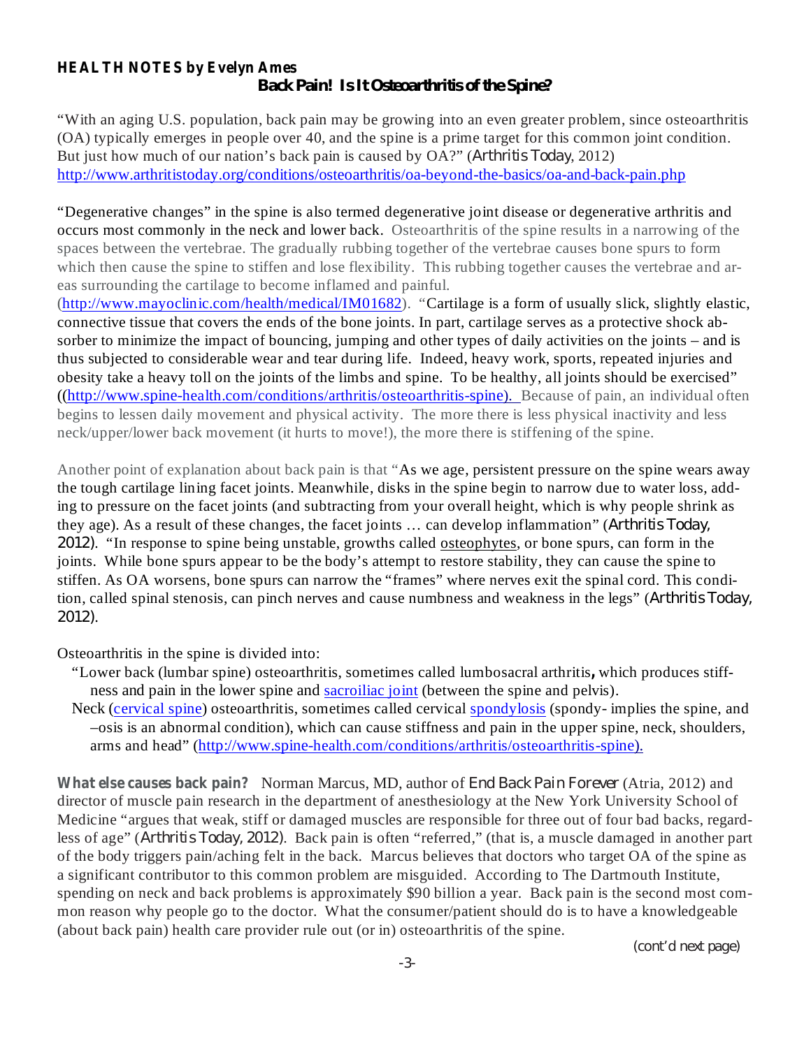**HEALTH NOTES by Evelyn Ames**

## Back Pain! Is It Osteoarthritis of the Spine?

"With an aging U.S. population, back pain may be growing into an even greater problem, since osteoarthritis (OA) typically emerges in people over 40, and the spine is a prime target for this common joint condition. But just how much of our nation's back pain is caused by OA?" (*Arthritis Today*, 2012) http://www.arthritistoday.org/conditions/osteoarthritis/oa-beyond-the-basics/oa-and-back-pain.php

"Degenerative changes" in the spine is also termed degenerative joint disease or degenerative arthritis and occurs most commonly in the neck and lower back. Osteoarthritis of the spine results in a narrowing of the spaces between the vertebrae. The gradually rubbing together of the vertebrae causes bone spurs to form which then cause the spine to stiffen and lose flexibility. This rubbing together causes the vertebrae and areas surrounding the cartilage to become inflamed and painful. (http://www.mayoclinic.com/health/medical/IM01682). "Cartilage is a form of usually slick, slightly elastic, connective tissue that covers the ends of the bone joints. In part, cartilage serves as a protective shock absorber to minimize the impact of bouncing, jumping and other types of daily activities on the joints – and is thus subjected to considerable wear and tear during life. Indeed, heavy work, sports, repeated injuries and obesity take a heavy toll on the joints of the limbs and spine. To be healthy, all joints should be exercised" ((http://www.spine-health.com/conditions/arthritis/osteoarthritis-spine). Because of pain, an individual often begins to lessen daily movement and physical activity. The more there is less physical inactivity and less neck/upper/lower back movement (it hurts to move!), the more there is stiffening of the spine.

Another point of explanation about back pain is that "As we age, persistent pressure on the spine wears away the tough cartilage lining facet joints. Meanwhile, disks in the spine begin to narrow due to water loss, adding to pressure on the facet joints (and subtracting from your overall height, which is why people shrink as they age). As a result of these changes, the facet joints … can develop inflammation" (*Arthritis Today*, 2012). "In response to spine being unstable, growths called osteophytes, or bone spurs, can form in the joints. While bone spurs appear to be the body's attempt to restore stability, they can cause the spine to stiffen. As OA worsens, bone spurs can narrow the "frames" where nerves exit the spinal cord. This condition, called spinal stenosis, can pinch nerves and cause numbness and weakness in the legs" (*Arthritis Today*, 2012).

Osteoarthritis in the spine is divided into:

- "Lower back (lumbar spine) osteoarthritis, sometimes called lumbosacral arthritis, which produces stiffness and pain in the lower spine and sacroiliac joint (between the spine and pelvis).
- Neck (cervical spine) osteoarthritis, sometimes called cervical spondylosis (spondy- implies the spine, and –osis is an abnormal condition), which can cause stiffness and pain in the upper spine, neck, shoulders, arms and head" (http://www.spine-health.com/conditions/arthritis/osteoarthritis-spine).

**What else causes back pain?** Norman Marcus, MD, author of *End Back Pain Forever* (Atria, 2012) and director of muscle pain research in the department of anesthesiology at the New York University School of Medicine "argues that weak, stiff or damaged muscles are responsible for three out of four bad backs, regardless of age" (*Arthritis Today*, 2012). Back pain is often "referred," (that is, a muscle damaged in another part of the body triggers pain/aching felt in the back. Marcus believes that doctors who target OA of the spine as a significant contributor to this common problem are misguided. According to The Dartmouth Institute, spending on neck and back problems is approximately $90 billion a year. Back pain is the second most common reason why people go to the doctor. What the consumer/patient should do is to have a knowledgeable (about back pain) health care provider rule out (or in) osteoarthritis of the spine.

(cont'd next page)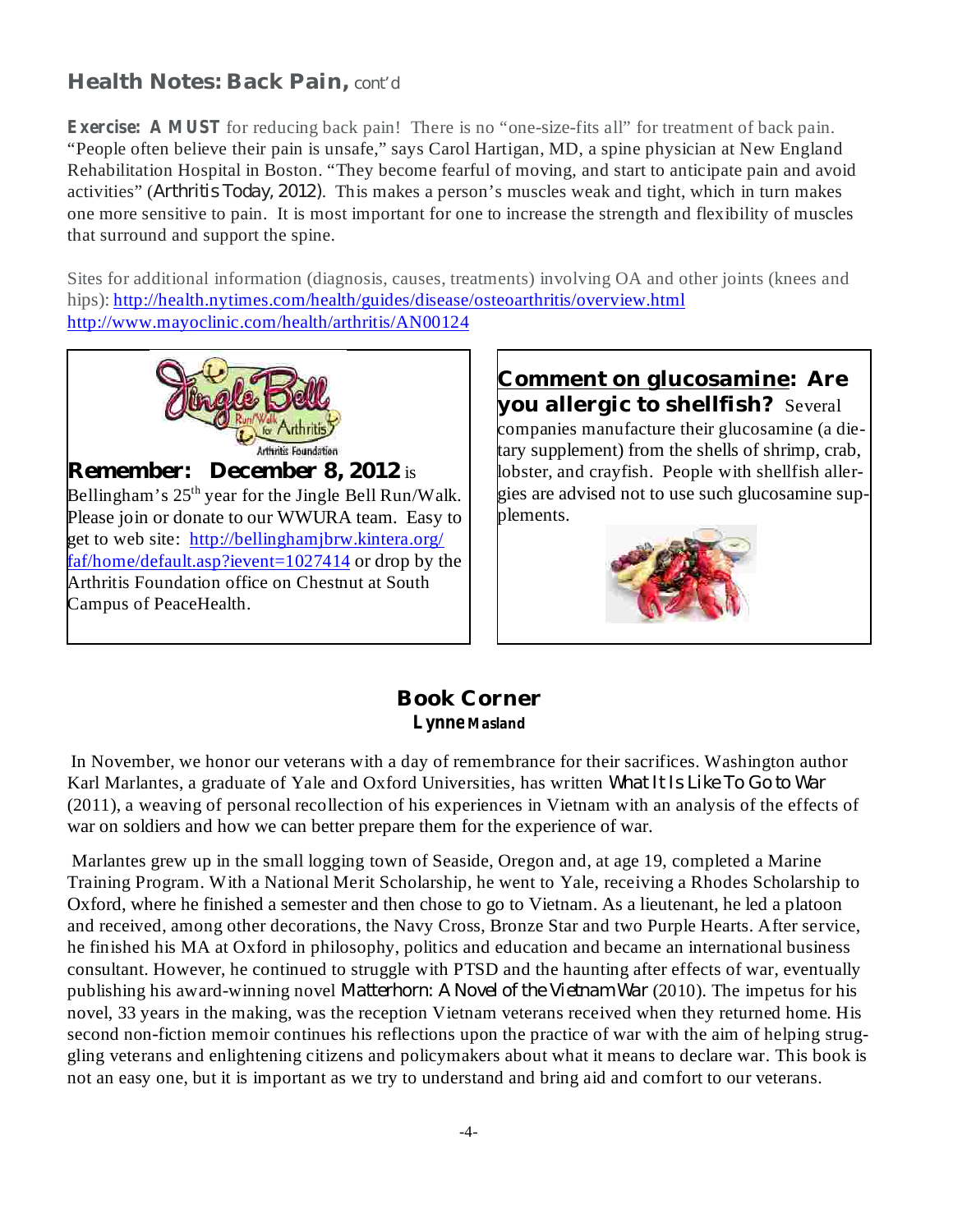## Health Notes: Back Pain, cont'd

**Exercise: A MUST** for reducing back pain! There is no "one-size-fits all" for treatment of back pain. "People often believe their pain is unsafe," says Carol Hartigan, MD, a spine physician at New England Rehabilitation Hospital in Boston. "They become fearful of moving, and start to anticipate pain and avoid activities" (*Arthritis Today*, 2012). This makes a person's muscles weak and tight, which in turn makes one more sensitive to pain. It is most important for one to increase the strength and flexibility of muscles that surround and support the spine.

Sites for additional information (diagnosis, causes, treatments) involving OA and other joints (knees and hips): http://health.nytimes.com/health/guides/disease/osteoarthritis/overview.html
http://www.mayoclinic.com/health/arthritis/AN00124

**Remember: December 8, 2012** is Bellingham's 25th year for the Jingle Bell Run/Walk. Please join or donate to our WWURA team. Easy to get to web site: http://bellinghamjbrw.kintera.org/faf/home/default.asp?ievent=1027414 or drop by the Arthritis Foundation office on Chestnut at South Campus of PeaceHealth.

**Comment on glucosamine: Are you allergic to shellfish?** Several companies manufacture their glucosamine (a dietary supplement) from the shells of shrimp, crab, lobster, and crayfish. People with shellfish allergies are advised not to use such glucosamine supplements.

## Book Corner

**Lynne Masland**

In November, we honor our veterans with a day of remembrance for their sacrifices. Washington author Karl Marlantes, a graduate of Yale and Oxford Universities, has written *What It Is Like To Go to War* (2011), a weaving of personal recollection of his experiences in Vietnam with an analysis of the effects of war on soldiers and how we can better prepare them for the experience of war.

Marlantes grew up in the small logging town of Seaside, Oregon and, at age 19, completed a Marine Training Program. With a National Merit Scholarship, he went to Yale, receiving a Rhodes Scholarship to Oxford, where he finished a semester and then chose to go to Vietnam. As a lieutenant, he led a platoon and received, among other decorations, the Navy Cross, Bronze Star and two Purple Hearts. After service, he finished his MA at Oxford in philosophy, politics and education and became an international business consultant. However, he continued to struggle with PTSD and the haunting after effects of war, eventually publishing his award-winning novel *Matterhorn: A Novel of the Vietnam War* (2010). The impetus for his novel, 33 years in the making, was the reception Vietnam veterans received when they returned home. His second non-fiction memoir continues his reflections upon the practice of war with the aim of helping struggling veterans and enlightening citizens and policymakers about what it means to declare war. This book is not an easy one, but it is important as we try to understand and bring aid and comfort to our veterans.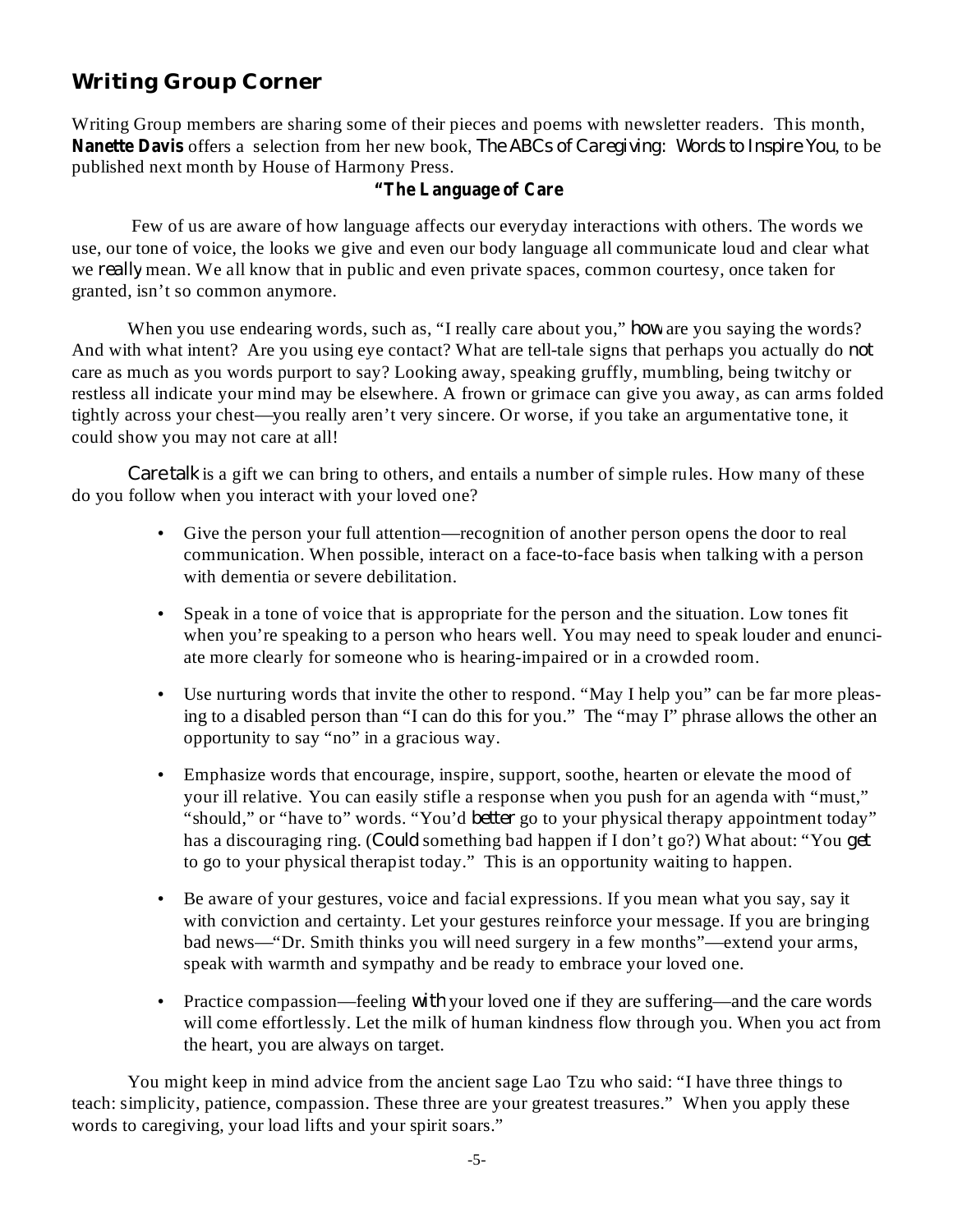## Writing Group Corner

Writing Group members are sharing some of their pieces and poems with newsletter readers. This month, **Nanette Davis** offers a selection from her new book, *The ABCs of Caregiving: Words to Inspire You*, to be published next month by House of Harmony Press.

**"The Language of Care**

Few of us are aware of how language affects our everyday interactions with others. The words we use, our tone of voice, the looks we give and even our body language all communicate loud and clear what we *really* mean. We all know that in public and even private spaces, common courtesy, once taken for granted, isn't so common anymore.

When you use endearing words, such as, "I really care about you," *how* are you saying the words? And with what intent? Are you using eye contact? What are tell-tale signs that perhaps you actually do *not* care as much as you words purport to say? Looking away, speaking gruffly, mumbling, being twitchy or restless all indicate your mind may be elsewhere. A frown or grimace can give you away, as can arms folded tightly across your chest—you really aren't very sincere. Or worse, if you take an argumentative tone, it could show you may not care at all!

*Care talk* is a gift we can bring to others, and entails a number of simple rules. How many of these do you follow when you interact with your loved one?

- Give the person your full attention—recognition of another person opens the door to real communication. When possible, interact on a face-to-face basis when talking with a person with dementia or severe debilitation.
- Speak in a tone of voice that is appropriate for the person and the situation. Low tones fit when you're speaking to a person who hears well. You may need to speak louder and enunciate more clearly for someone who is hearing-impaired or in a crowded room.
- Use nurturing words that invite the other to respond. "May I help you" can be far more pleasing to a disabled person than "I can do this for you." The "may I" phrase allows the other an opportunity to say "no" in a gracious way.
- Emphasize words that encourage, inspire, support, soothe, hearten or elevate the mood of your ill relative. You can easily stifle a response when you push for an agenda with "must," "should," or "have to" words. "You'd *better* go to your physical therapy appointment today" has a discouraging ring. (*Could* something bad happen if I don't go?) What about: "You *get* to go to your physical therapist today." This is an opportunity waiting to happen.
- Be aware of your gestures, voice and facial expressions. If you mean what you say, say it with conviction and certainty. Let your gestures reinforce your message. If you are bringing bad news—"Dr. Smith thinks you will need surgery in a few months"—extend your arms, speak with warmth and sympathy and be ready to embrace your loved one.
- Practice compassion—feeling *with* your loved one if they are suffering—and the care words will come effortlessly. Let the milk of human kindness flow through you. When you act from the heart, you are always on target.

You might keep in mind advice from the ancient sage Lao Tzu who said: "I have three things to teach: simplicity, patience, compassion. These three are your greatest treasures." When you apply these words to caregiving, your load lifts and your spirit soars."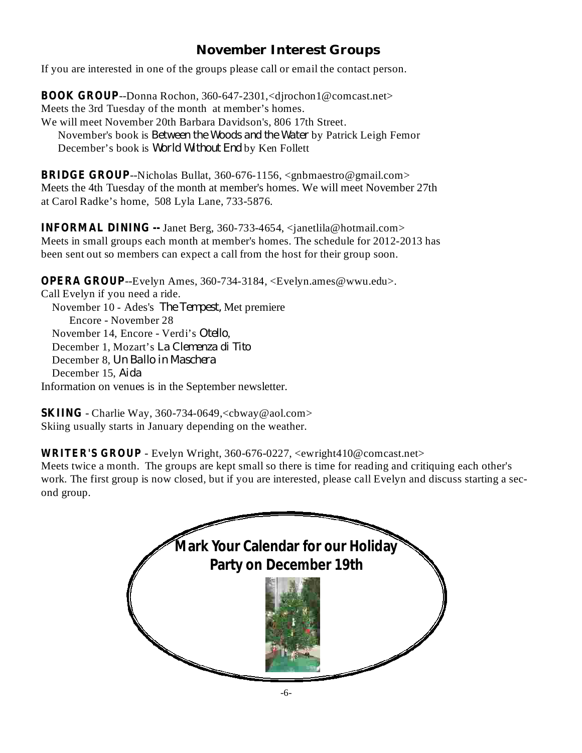## November Interest Groups

If you are interested in one of the groups please call or email the contact person.

**BOOK GROUP**--Donna Rochon, 360-647-2301,<djrochon1@comcast.net>
Meets the 3rd Tuesday of the month at member's homes.
We will meet November 20th Barbara Davidson's, 806 17th Street.
November's book is *Between the Woods and the Water* by Patrick Leigh Femor
December's book is *World Without End* by Ken Follett

**BRIDGE GROUP**--Nicholas Bullat, 360-676-1156, <gnbmaestro@gmail.com>
Meets the 4th Tuesday of the month at member's homes. We will meet November 27th at Carol Radke's home, 508 Lyla Lane, 733-5876.

**INFORMAL DINING --** Janet Berg, 360-733-4654, <janetlila@hotmail.com>
Meets in small groups each month at member's homes. The schedule for 2012-2013 has been sent out so members can expect a call from the host for their group soon.

**OPERA GROUP**--Evelyn Ames, 360-734-3184, <Evelyn.ames@wwu.edu>.
Call Evelyn if you need a ride.
November 10 - Ades's *The Tempest*, Met premiere
Encore - November 28
November 14, Encore - Verdi's *Otello*,
December 1, Mozart's *La Clemenza di Tito*
December 8, *Un Ballo in Maschera*
December 15, *Aida*
Information on venues is in the September newsletter.

**SKIING** - Charlie Way, 360-734-0649,<cbway@aol.com>
Skiing usually starts in January depending on the weather.

**WRITER'S GROUP** - Evelyn Wright, 360-676-0227, <ewright410@comcast.net>
Meets twice a month. The groups are kept small so there is time for reading and critiquing each other's work. The first group is now closed, but if you are interested, please call Evelyn and discuss starting a second group.

**Mark Your Calendar for our Holiday Party on December 19th**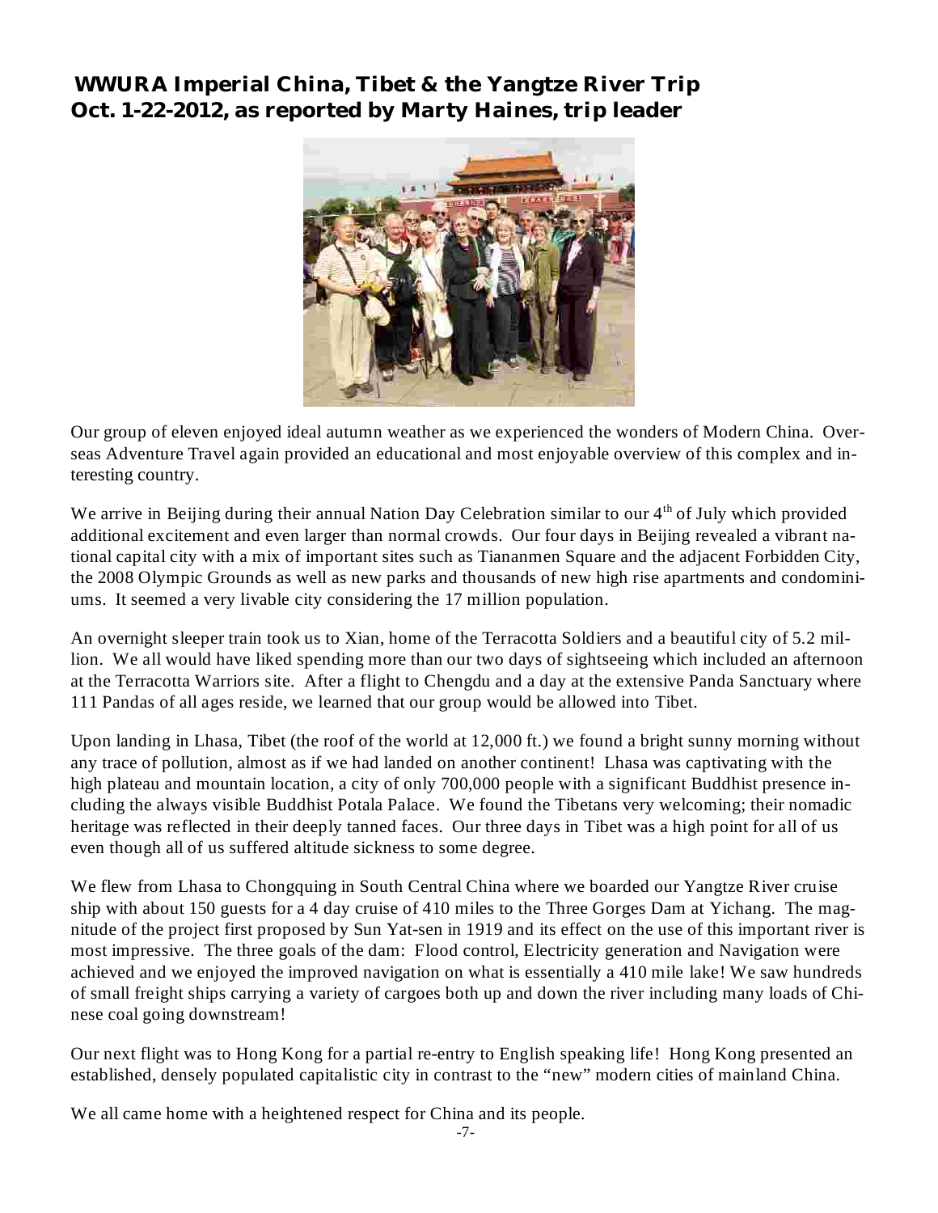## WWURA Imperial China, Tibet & the Yangtze River Trip
## Oct. 1-22-2012, as reported by Marty Haines, trip leader

Our group of eleven enjoyed ideal autumn weather as we experienced the wonders of Modern China. Overseas Adventure Travel again provided an educational and most enjoyable overview of this complex and interesting country.

We arrive in Beijing during their annual Nation Day Celebration similar to our 4th of July which provided additional excitement and even larger than normal crowds. Our four days in Beijing revealed a vibrant national capital city with a mix of important sites such as Tiananmen Square and the adjacent Forbidden City, the 2008 Olympic Grounds as well as new parks and thousands of new high rise apartments and condominiums. It seemed a very livable city considering the 17 million population.

An overnight sleeper train took us to Xian, home of the Terracotta Soldiers and a beautiful city of 5.2 million. We all would have liked spending more than our two days of sightseeing which included an afternoon at the Terracotta Warriors site. After a flight to Chengdu and a day at the extensive Panda Sanctuary where 111 Pandas of all ages reside, we learned that our group would be allowed into Tibet.

Upon landing in Lhasa, Tibet (the roof of the world at 12,000 ft.) we found a bright sunny morning without any trace of pollution, almost as if we had landed on another continent! Lhasa was captivating with the high plateau and mountain location, a city of only 700,000 people with a significant Buddhist presence including the always visible Buddhist Potala Palace. We found the Tibetans very welcoming; their nomadic heritage was reflected in their deeply tanned faces. Our three days in Tibet was a high point for all of us even though all of us suffered altitude sickness to some degree.

We flew from Lhasa to Chongquing in South Central China where we boarded our Yangtze River cruise ship with about 150 guests for a 4 day cruise of 410 miles to the Three Gorges Dam at Yichang. The magnitude of the project first proposed by Sun Yat-sen in 1919 and its effect on the use of this important river is most impressive. The three goals of the dam: Flood control, Electricity generation and Navigation were achieved and we enjoyed the improved navigation on what is essentially a 410 mile lake! We saw hundreds of small freight ships carrying a variety of cargoes both up and down the river including many loads of Chinese coal going downstream!

Our next flight was to Hong Kong for a partial re-entry to English speaking life! Hong Kong presented an established, densely populated capitalistic city in contrast to the "new" modern cities of mainland China.

We all came home with a heightened respect for China and its people.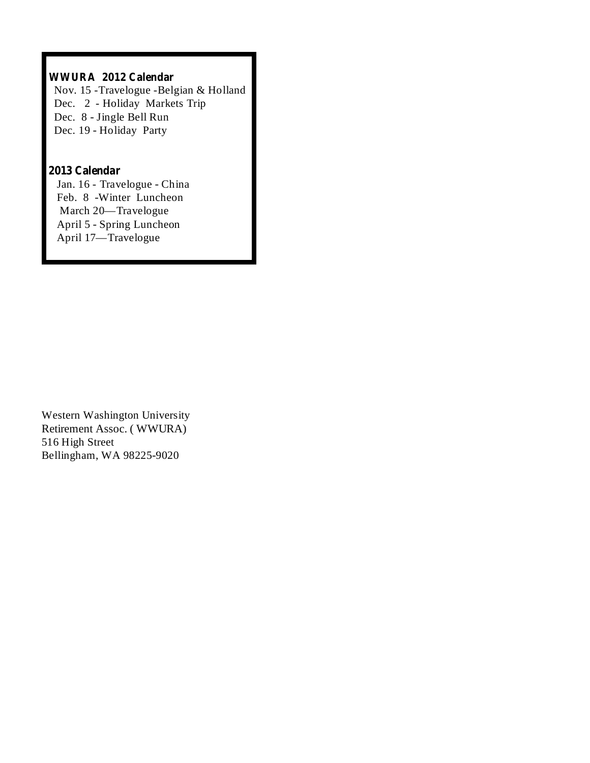**WWURA 2012 Calendar**

Nov. 15 -Travelogue -Belgian & Holland
Dec. 2 - Holiday Markets Trip
Dec. 8 - Jingle Bell Run
Dec. 19 - Holiday Party

**2013 Calendar**

Jan. 16 - Travelogue - China
Feb. 8 -Winter Luncheon
March 20—Travelogue
April 5 - Spring Luncheon
April 17—Travelogue

Western Washington University
Retirement Assoc. ( WWURA)
516 High Street
Bellingham, WA 98225-9020